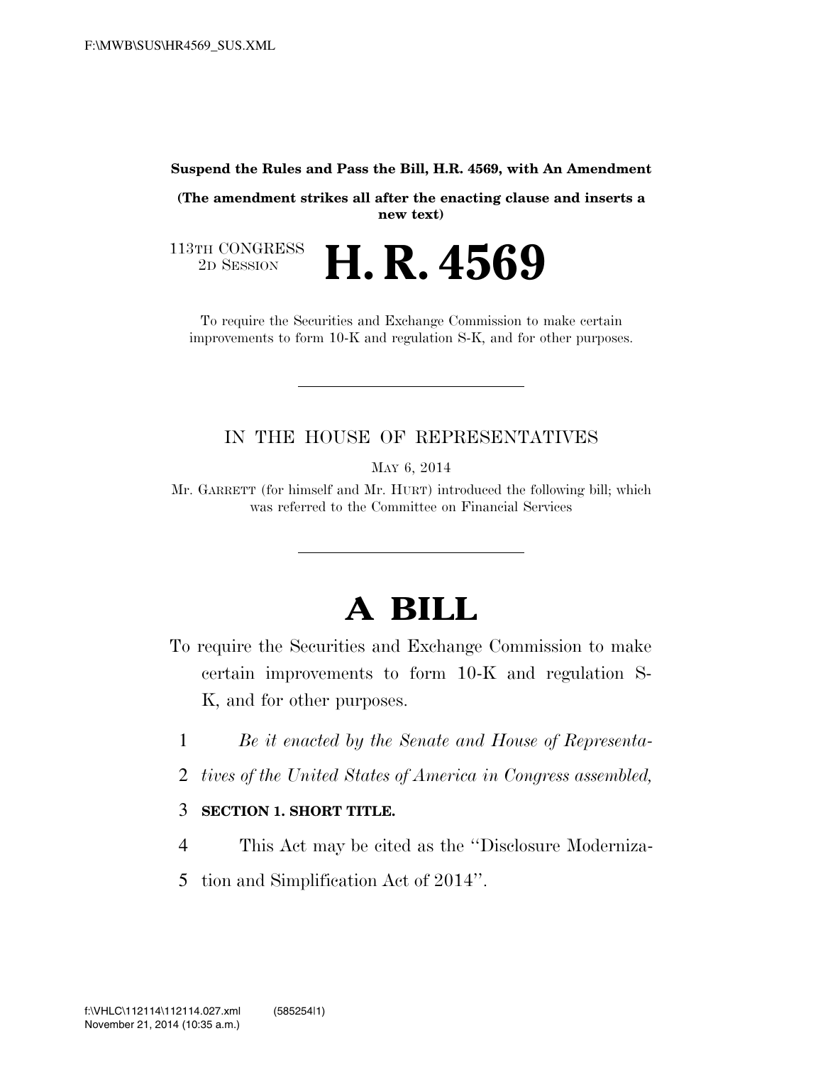**Suspend the Rules and Pass the Bill, H.R. 4569, with An Amendment**

**(The amendment strikes all after the enacting clause and inserts a new text)**

113TH CONGRESS
2D SESSION

# H. R. 4569

To require the Securities and Exchange Commission to make certain improvements to form 10-K and regulation S-K, and for other purposes.

---

IN THE HOUSE OF REPRESENTATIVES

MAY 6, 2014

Mr. GARRETT (for himself and Mr. HURT) introduced the following bill; which was referred to the Committee on Financial Services

---

# A BILL

To require the Securities and Exchange Commission to make certain improvements to form 10-K and regulation S-K, and for other purposes.

1 *Be it enacted by the Senate and House of Representa-*
2 *tives of the United States of America in Congress assembled,*

3 **SECTION 1. SHORT TITLE.**

4 This Act may be cited as the ''Disclosure Moderniza-
5 tion and Simplification Act of 2014''.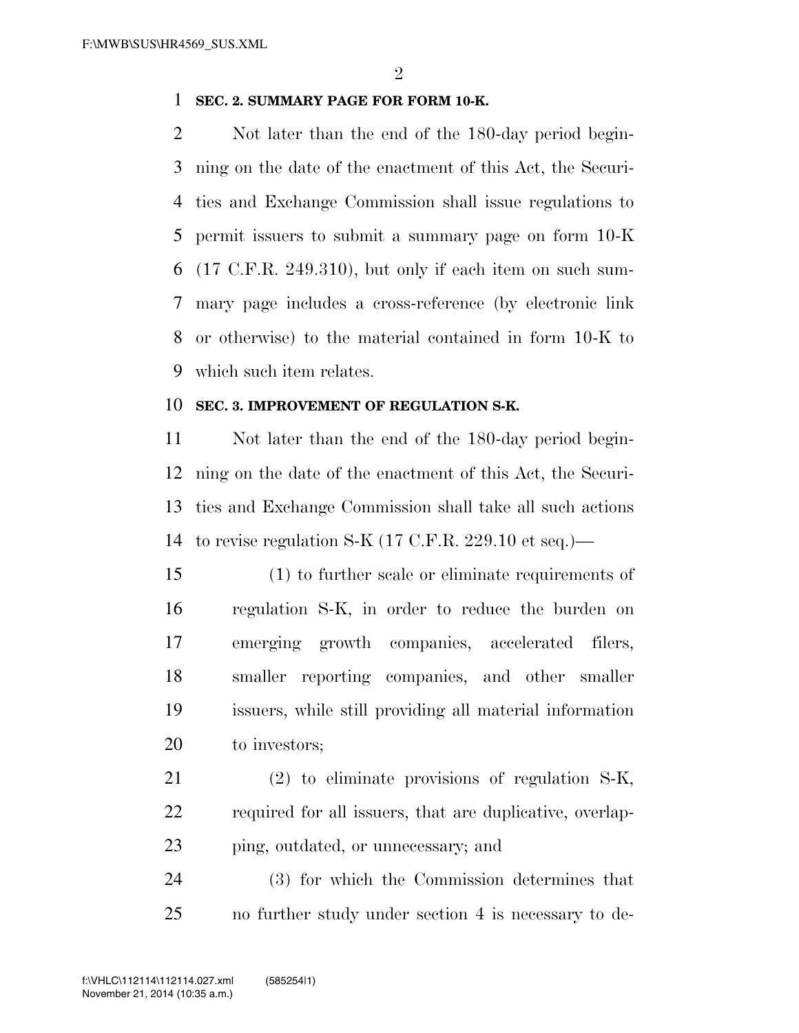**SEC. 2. SUMMARY PAGE FOR FORM 10-K.**

Not later than the end of the 180-day period beginning on the date of the enactment of this Act, the Securities and Exchange Commission shall issue regulations to permit issuers to submit a summary page on form 10-K (17 C.F.R. 249.310), but only if each item on such summary page includes a cross-reference (by electronic link or otherwise) to the material contained in form 10-K to which such item relates.

**SEC. 3. IMPROVEMENT OF REGULATION S-K.**

Not later than the end of the 180-day period beginning on the date of the enactment of this Act, the Securities and Exchange Commission shall take all such actions to revise regulation S-K (17 C.F.R. 229.10 et seq.)—

(1) to further scale or eliminate requirements of regulation S-K, in order to reduce the burden on emerging growth companies, accelerated filers, smaller reporting companies, and other smaller issuers, while still providing all material information to investors;

(2) to eliminate provisions of regulation S-K, required for all issuers, that are duplicative, overlapping, outdated, or unnecessary; and

(3) for which the Commission determines that no further study under section 4 is necessary to de-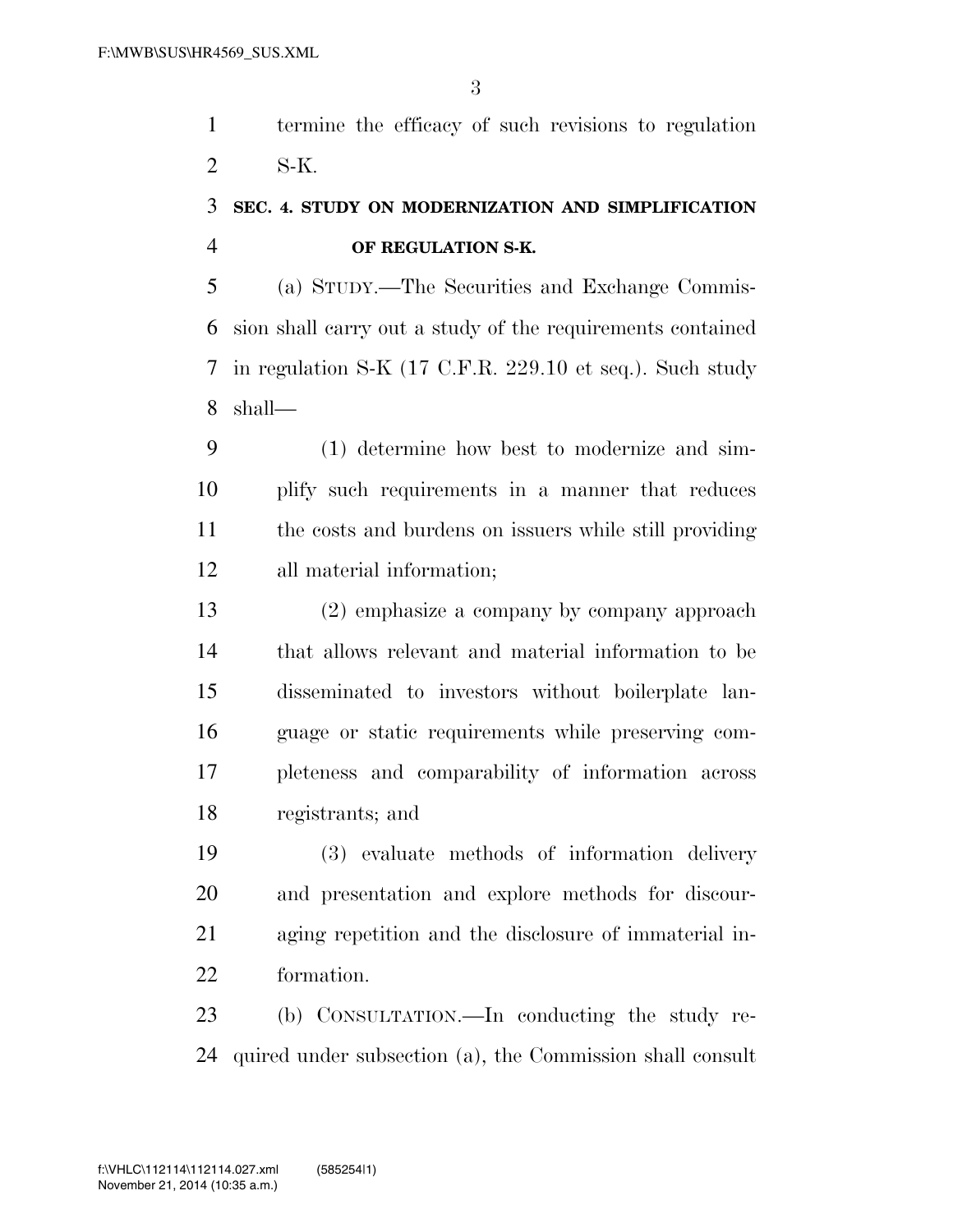termine the efficacy of such revisions to regulation S-K.

### SEC. 4. STUDY ON MODERNIZATION AND SIMPLIFICATION OF REGULATION S-K.

(a) STUDY.—The Securities and Exchange Commission shall carry out a study of the requirements contained in regulation S-K (17 C.F.R. 229.10 et seq.). Such study shall—

(1) determine how best to modernize and simplify such requirements in a manner that reduces the costs and burdens on issuers while still providing all material information;

(2) emphasize a company by company approach that allows relevant and material information to be disseminated to investors without boilerplate language or static requirements while preserving completeness and comparability of information across registrants; and

(3) evaluate methods of information delivery and presentation and explore methods for discouraging repetition and the disclosure of immaterial information.

(b) CONSULTATION.—In conducting the study required under subsection (a), the Commission shall consult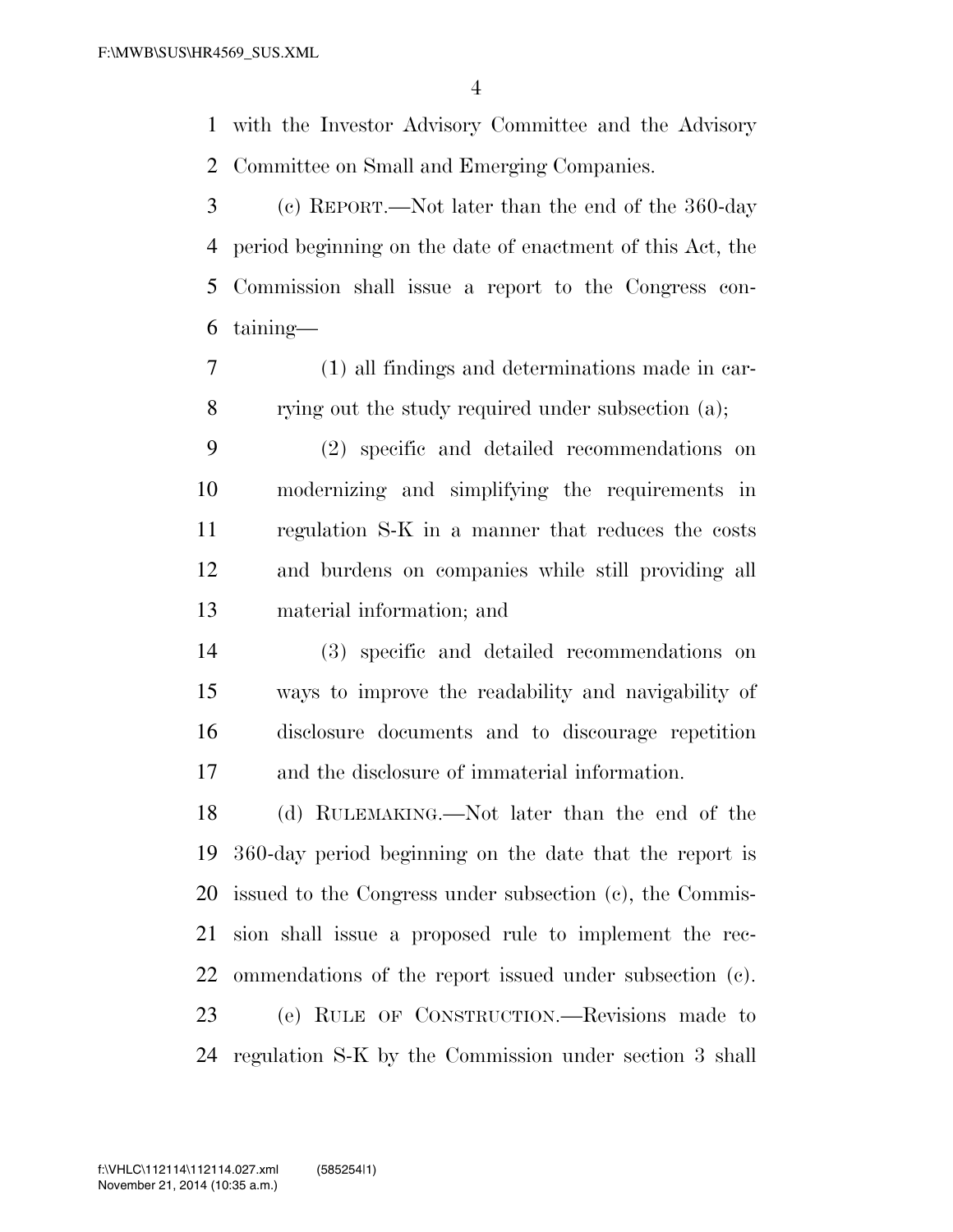with the Investor Advisory Committee and the Advisory Committee on Small and Emerging Companies.

(c) REPORT.—Not later than the end of the 360-day period beginning on the date of enactment of this Act, the Commission shall issue a report to the Congress containing—

(1) all findings and determinations made in carrying out the study required under subsection (a);

(2) specific and detailed recommendations on modernizing and simplifying the requirements in regulation S-K in a manner that reduces the costs and burdens on companies while still providing all material information; and

(3) specific and detailed recommendations on ways to improve the readability and navigability of disclosure documents and to discourage repetition and the disclosure of immaterial information.

(d) RULEMAKING.—Not later than the end of the 360-day period beginning on the date that the report is issued to the Congress under subsection (c), the Commission shall issue a proposed rule to implement the recommendations of the report issued under subsection (c).

(e) RULE OF CONSTRUCTION.—Revisions made to regulation S-K by the Commission under section 3 shall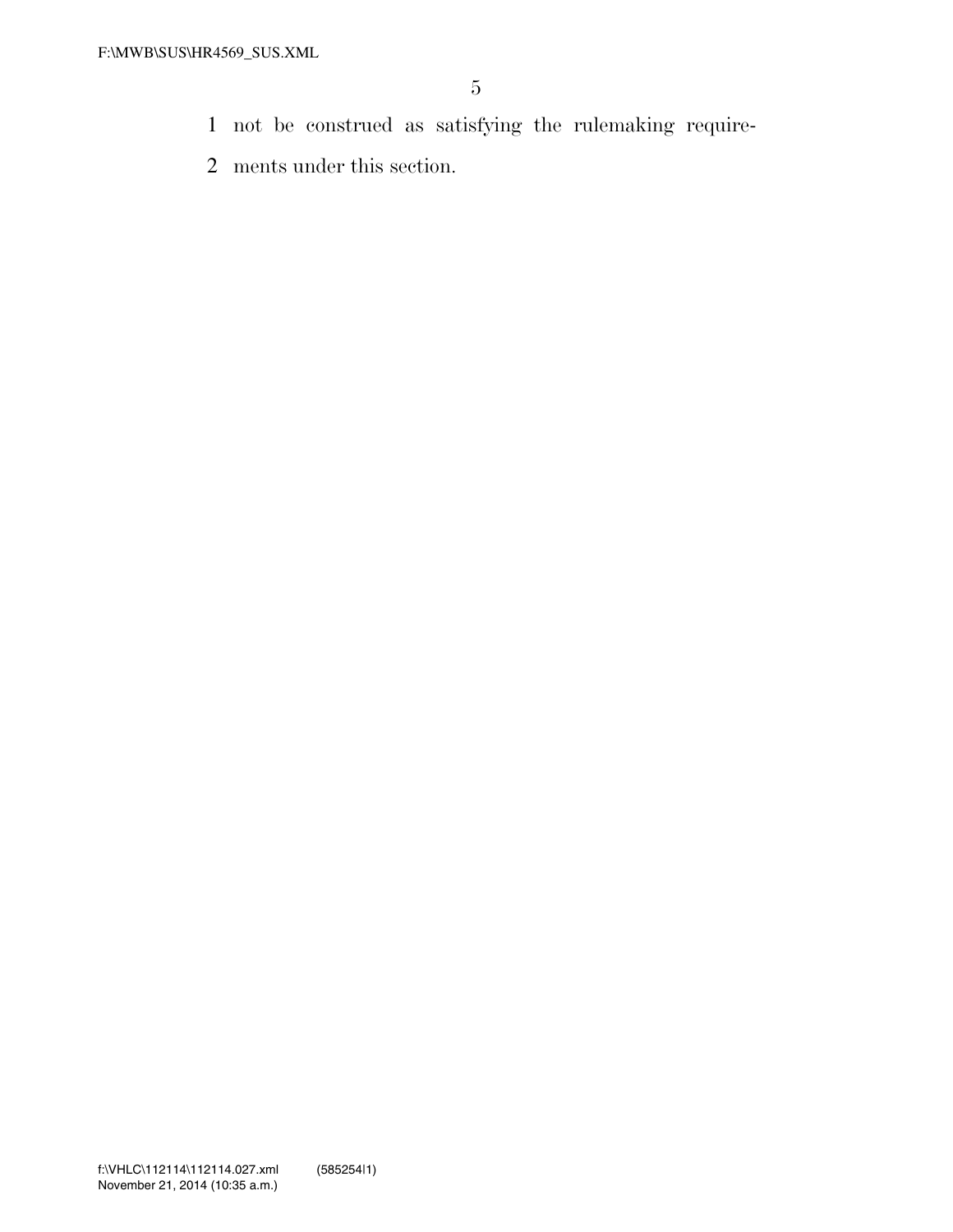not be construed as satisfying the rulemaking requirements under this section.